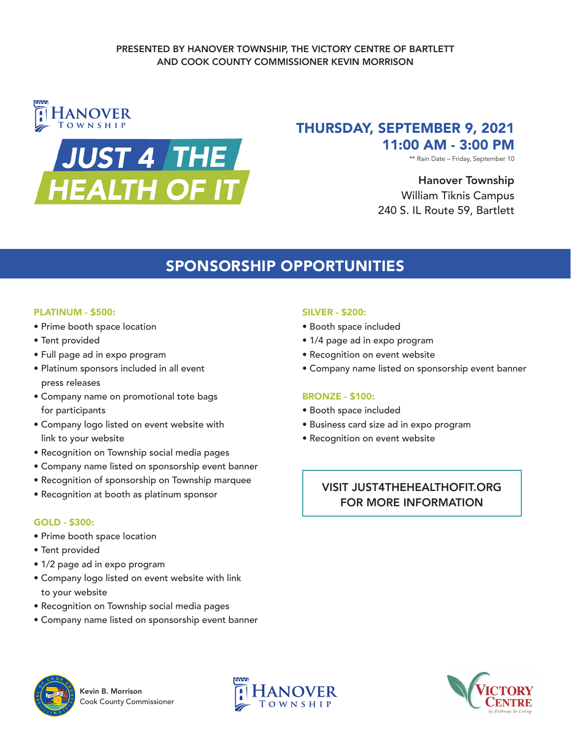PRESENTED BY HANOVER TOWNSHIP, THE VICTORY CENTRE OF BARTLETT AND COOK COUNTY COMMISSIONER KEVIN MORRISON

HANOVER TOWNSHIP

# JUST 4 THE HEALTH OF IT

**THURSDAY, SEPTEMBER 9, 2021**
**11:00 AM - 3:00 PM**

** Rain Date – Friday, September 10

**Hanover Township**
William Tiknis Campus
240 S. IL Route 59, Bartlett

## SPONSORSHIP OPPORTUNITIES

### PLATINUM - $500:

- Prime booth space location
- Tent provided
- Full page ad in expo program
- Platinum sponsors included in all event press releases
- Company name on promotional tote bags for participants
- Company logo listed on event website with link to your website
- Recognition on Township social media pages
- Company name listed on sponsorship event banner
- Recognition of sponsorship on Township marquee
- Recognition at booth as platinum sponsor

### GOLD - $300:

- Prime booth space location
- Tent provided
- 1/2 page ad in expo program
- Company logo listed on event website with link to your website
- Recognition on Township social media pages
- Company name listed on sponsorship event banner

### SILVER - $200:

- Booth space included
- 1/4 page ad in expo program
- Recognition on event website
- Company name listed on sponsorship event banner

### BRONZE - $100:

- Booth space included
- Business card size ad in expo program
- Recognition on event website

VISIT JUST4THEHEALTHOFIT.ORG FOR MORE INFORMATION

Kevin B. Morrison
Cook County Commissioner

HANOVER TOWNSHIP

VICTORY CENTRE
by Pathway To Living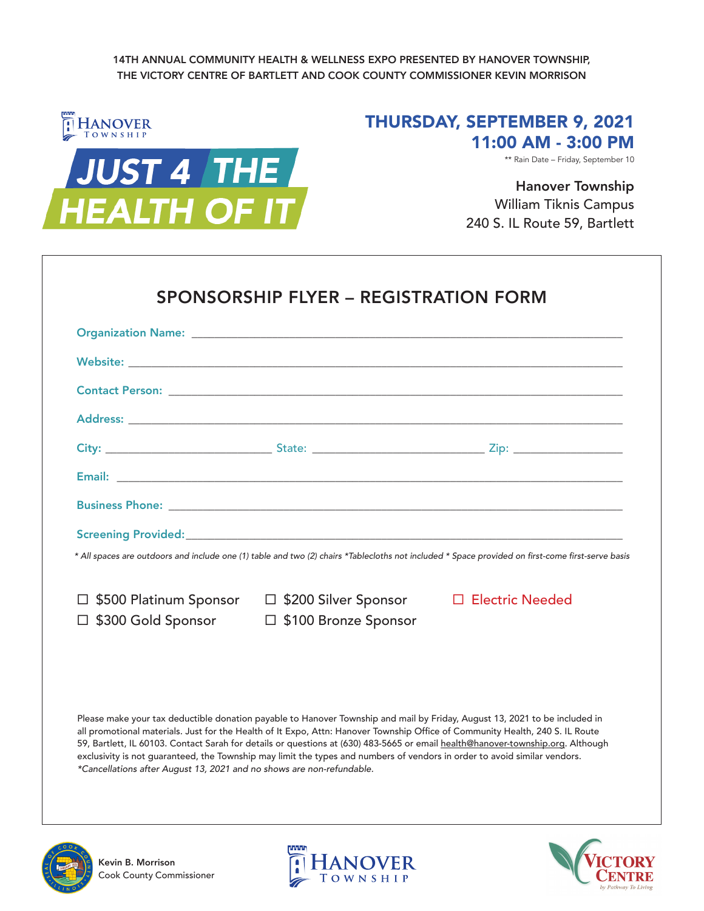14TH ANNUAL COMMUNITY HEALTH & WELLNESS EXPO PRESENTED BY HANOVER TOWNSHIP, THE VICTORY CENTRE OF BARTLETT AND COOK COUNTY COMMISSIONER KEVIN MORRISON

HANOVER TOWNSHIP

# JUST 4 THE HEALTH OF IT

## THURSDAY, SEPTEMBER 9, 2021
## 11:00 AM - 3:00 PM

** Rain Date – Friday, September 10

**Hanover Township**
William Tiknis Campus
240 S. IL Route 59, Bartlett

## SPONSORSHIP FLYER – REGISTRATION FORM

Organization Name: ______________________________

Website: ______________________________

Contact Person: ______________________________

Address: ______________________________

City: ______________ State: ______________ Zip: __________

Email: ______________________________

Business Phone: ______________________________

Screening Provided: ______________________________

*\* All spaces are outdoors and include one (1) table and two (2) chairs \*Tablecloths not included \* Space provided on first-come first-serve basis*

☐ $500 Platinum Sponsor
☐ $300 Gold Sponsor
☐ $200 Silver Sponsor
☐ $100 Bronze Sponsor
☐ Electric Needed

Please make your tax deductible donation payable to Hanover Township and mail by Friday, August 13, 2021 to be included in all promotional materials. Just for the Health of It Expo, Attn: Hanover Township Office of Community Health, 240 S. IL Route 59, Bartlett, IL 60103. Contact Sarah for details or questions at (630) 483-5665 or email health@hanover-township.org. Although exclusivity is not guaranteed, the Township may limit the types and numbers of vendors in order to avoid similar vendors. *\*Cancellations after August 13, 2021 and no shows are non-refundable.*

Kevin B. Morrison
Cook County Commissioner

HANOVER TOWNSHIP

VICTORY CENTRE
by Pathway To Living